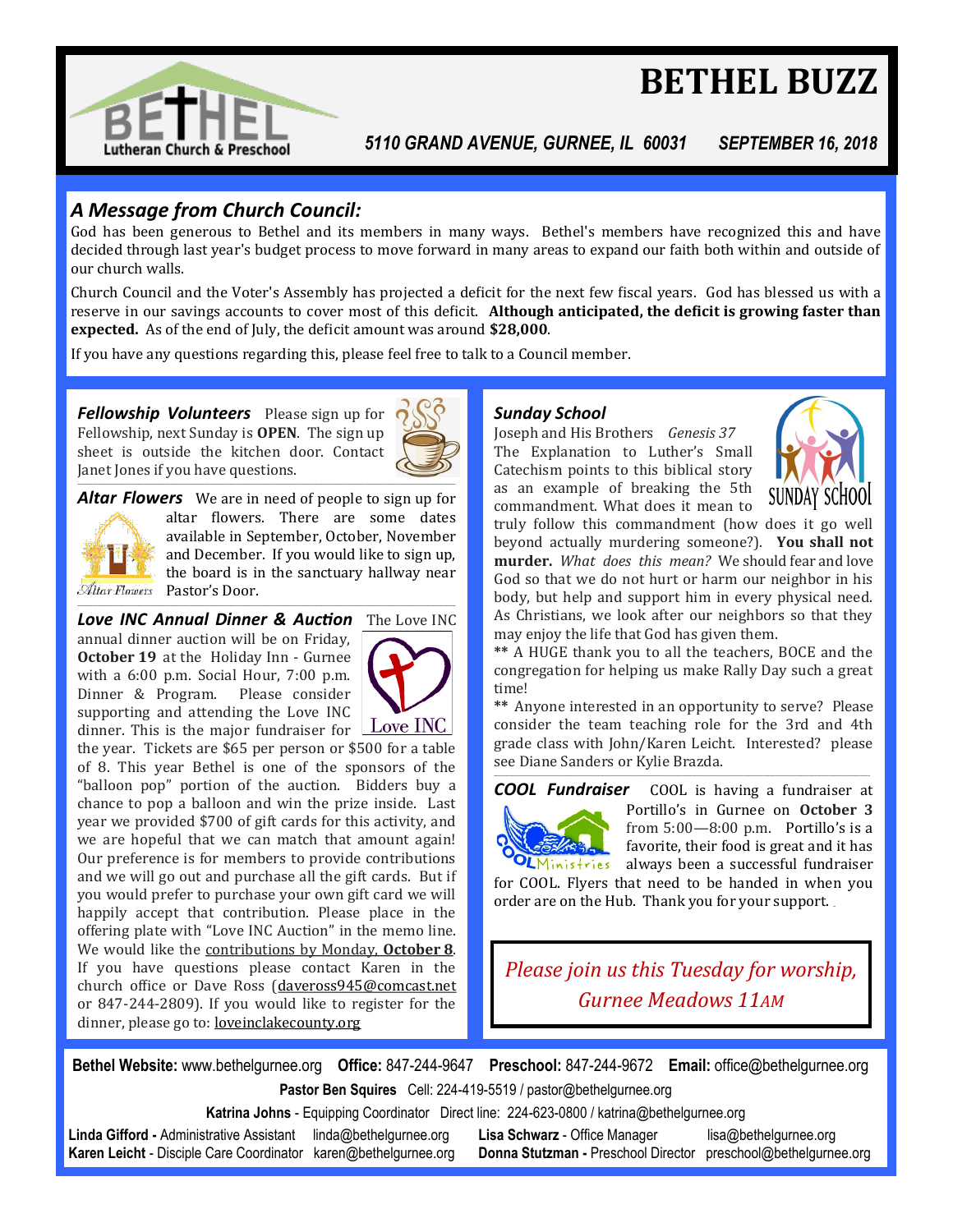# BETHEL BUZZ

Bethel Lutheran Church & Preschool

*5110 GRAND AVENUE, GURNEE, IL 60031 SEPTEMBER 16, 2018*

## *A Message from Church Council:*

God has been generous to Bethel and its members in many ways. Bethel's members have recognized this and have decided through last year's budget process to move forward in many areas to expand our faith both within and outside of our church walls.

Church Council and the Voter's Assembly has projected a deficit for the next few fiscal years. God has blessed us with a reserve in our savings accounts to cover most of this deficit. **Although anticipated, the deficit is growing faster than expected.** As of the end of July, the deficit amount was around **$28,000**.

If you have any questions regarding this, please feel free to talk to a Council member.

***Fellowship Volunteers*** Please sign up for Fellowship, next Sunday is **OPEN**. The sign up sheet is outside the kitchen door. Contact Janet Jones if you have questions.

***Altar Flowers*** We are in need of people to sign up for altar flowers. There are some dates available in September, October, November and December. If you would like to sign up, the board is in the sanctuary hallway near Pastor's Door.

***Love INC Annual Dinner & Auction*** The Love INC annual dinner auction will be on Friday, **October 19** at the Holiday Inn - Gurnee with a 6:00 p.m. Social Hour, 7:00 p.m. Dinner & Program. Please consider supporting and attending the Love INC dinner. This is the major fundraiser for the year. Tickets are $65 per person or $500 for a table of 8. This year Bethel is one of the sponsors of the "balloon pop" portion of the auction. Bidders buy a chance to pop a balloon and win the prize inside. Last year we provided $700 of gift cards for this activity, and we are hopeful that we can match that amount again! Our preference is for members to provide contributions and we will go out and purchase all the gift cards. But if you would prefer to purchase your own gift card we will happily accept that contribution. Please place in the offering plate with "Love INC Auction" in the memo line. We would like the contributions by Monday, **October 8**. If you have questions please contact Karen in the church office or Dave Ross (daveross945@comcast.net or 847-244-2809). If you would like to register for the dinner, please go to: loveinclakecounty.org

***Sunday School***
Joseph and His Brothers *Genesis 37*
The Explanation to Luther's Small Catechism points to this biblical story as an example of breaking the 5th commandment. What does it mean to truly follow this commandment (how does it go well beyond actually murdering someone?). **You shall not murder.** *What does this mean?* We should fear and love God so that we do not hurt or harm our neighbor in his body, but help and support him in every physical need. As Christians, we look after our neighbors so that they may enjoy the life that God has given them.

** A HUGE thank you to all the teachers, BOCE and the congregation for helping us make Rally Day such a great time!

** Anyone interested in an opportunity to serve? Please consider the team teaching role for the 3rd and 4th grade class with John/Karen Leicht. Interested? please see Diane Sanders or Kylie Brazda.

***COOL Fundraiser*** COOL is having a fundraiser at Portillo's in Gurnee on **October 3** from 5:00—8:00 p.m. Portillo's is a favorite, their food is great and it has always been a successful fundraiser for COOL. Flyers that need to be handed in when you order are on the Hub. Thank you for your support.

*Please join us this Tuesday for worship, Gurnee Meadows 11AM*

**Bethel Website:** www.bethelgurnee.org **Office:** 847-244-9647 **Preschool:** 847-244-9672 **Email:** office@bethelgurnee.org

**Pastor Ben Squires** Cell: 224-419-5519 / pastor@bethelgurnee.org

**Katrina Johns** - Equipping Coordinator Direct line: 224-623-0800 / katrina@bethelgurnee.org

**Linda Gifford** - Administrative Assistant linda@bethelgurnee.org
**Lisa Schwarz** - Office Manager lisa@bethelgurnee.org
**Karen Leicht** - Disciple Care Coordinator karen@bethelgurnee.org
**Donna Stutzman** - Preschool Director preschool@bethelgurnee.org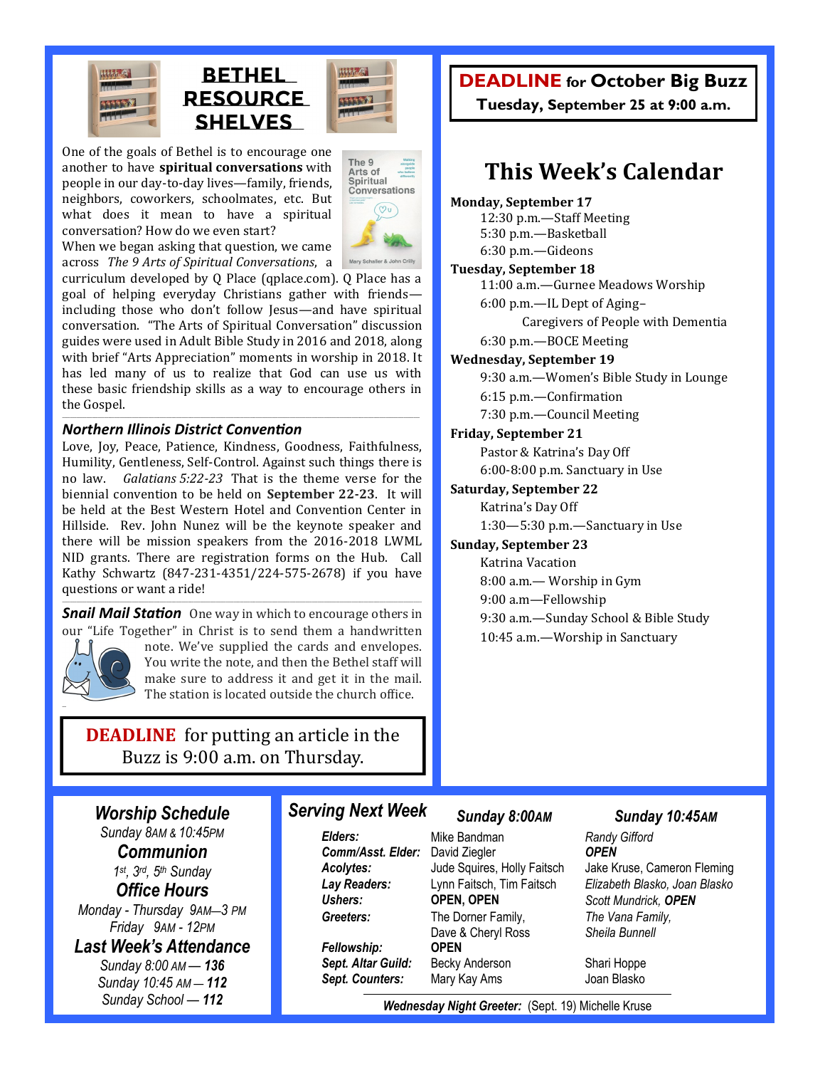# BETHEL RESOURCE SHELVES

One of the goals of Bethel is to encourage one another to have **spiritual conversations** with people in our day-to-day lives—family, friends, neighbors, coworkers, schoolmates, etc. But what does it mean to have a spiritual conversation? How do we even start?

When we began asking that question, we came across *The 9 Arts of Spiritual Conversations*, a curriculum developed by Q Place (qplace.com). Q Place has a goal of helping everyday Christians gather with friends—including those who don't follow Jesus—and have spiritual conversation. "The Arts of Spiritual Conversation" discussion guides were used in Adult Bible Study in 2016 and 2018, along with brief "Arts Appreciation" moments in worship in 2018. It has led many of us to realize that God can use us with these basic friendship skills as a way to encourage others in the Gospel.

### *Northern Illinois District Convention*

Love, Joy, Peace, Patience, Kindness, Goodness, Faithfulness, Humility, Gentleness, Self-Control. Against such things there is no law. *Galatians 5:22-23* That is the theme verse for the biennial convention to be held on **September 22-23**. It will be held at the Best Western Hotel and Convention Center in Hillside. Rev. John Nunez will be the keynote speaker and there will be mission speakers from the 2016-2018 LWML NID grants. There are registration forms on the Hub. Call Kathy Schwartz (847-231-4351/224-575-2678) if you have questions or want a ride!

***Snail Mail Station*** One way in which to encourage others in our "Life Together" in Christ is to send them a handwritten note. We've supplied the cards and envelopes. You write the note, and then the Bethel staff will make sure to address it and get it in the mail. The station is located outside the church office.

**DEADLINE** for putting an article in the Buzz is 9:00 a.m. on Thursday.

**DEADLINE for October Big Buzz**
**Tuesday, September 25 at 9:00 a.m.**

# This Week's Calendar

**Monday, September 17**
12:30 p.m.—Staff Meeting
5:30 p.m.—Basketball
6:30 p.m.—Gideons

**Tuesday, September 18**
11:00 a.m.—Gurnee Meadows Worship
6:00 p.m.—IL Dept of Aging–
Caregivers of People with Dementia
6:30 p.m.—BOCE Meeting

**Wednesday, September 19**
9:30 a.m.—Women's Bible Study in Lounge
6:15 p.m.—Confirmation
7:30 p.m.—Council Meeting

**Friday, September 21**
Pastor & Katrina's Day Off
6:00-8:00 p.m. Sanctuary in Use

**Saturday, September 22**
Katrina's Day Off
1:30—5:30 p.m.—Sanctuary in Use

**Sunday, September 23**
Katrina Vacation
8:00 a.m.— Worship in Gym
9:00 a.m—Fellowship
9:30 a.m.—Sunday School & Bible Study
10:45 a.m.—Worship in Sanctuary

## *Worship Schedule*
*Sunday 8AM & 10:45PM*

## *Communion*
*1st, 3rd, 5th Sunday*

## *Office Hours*
*Monday - Thursday 9AM—3 PM*
*Friday 9AM - 12PM*

## *Last Week's Attendance*
*Sunday 8:00 AM —* ***136***
*Sunday 10:45 AM —* ***112***
*Sunday School —* ***112***

## *Serving Next Week*

| | *Sunday 8:00AM* | *Sunday 10:45AM* |
|---|---|---|
| ***Elders:*** | Mike Bandman | *Randy Gifford* |
| ***Comm/Asst. Elder:*** | David Ziegler | ***OPEN*** |
| ***Acolytes:*** | Jude Squires, Holly Faitsch | Jake Kruse, Cameron Fleming |
| ***Lay Readers:*** | Lynn Faitsch, Tim Faitsch | *Elizabeth Blasko, Joan Blasko* |
| ***Ushers:*** | **OPEN, OPEN** | *Scott Mundrick,* ***OPEN*** |
| ***Greeters:*** | The Dorner Family, Dave & Cheryl Ross | *The Vana Family, Sheila Bunnell* |
| ***Fellowship:*** | **OPEN** | |
| ***Sept. Altar Guild:*** | Becky Anderson | Shari Hoppe |
| ***Sept. Counters:*** | Mary Kay Ams | Joan Blasko |

***Wednesday Night Greeter:*** (Sept. 19) Michelle Kruse